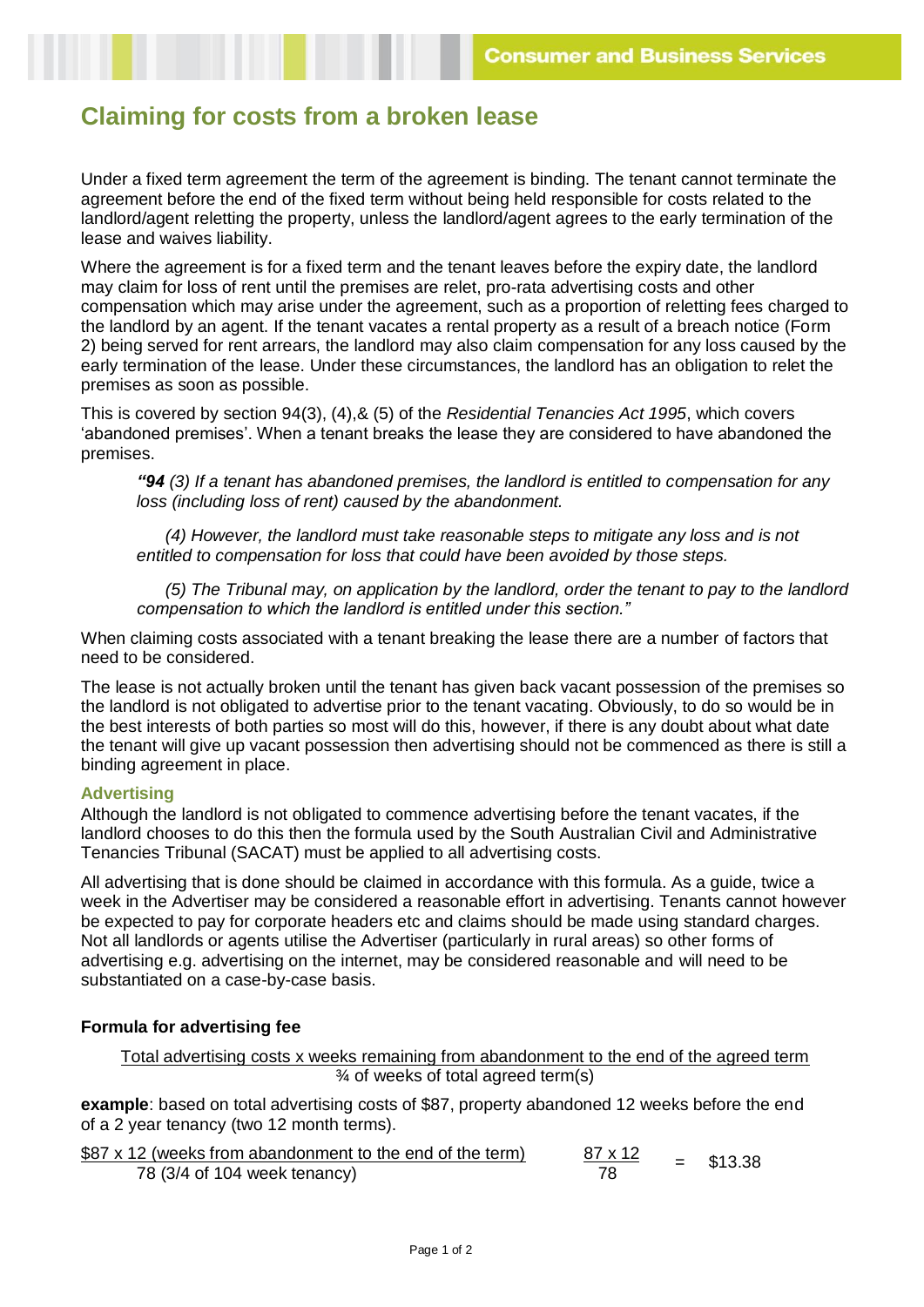# Claiming for costs from a broken lease

Under a fixed term agreement the term of the agreement is binding. The tenant cannot terminate the agreement before the end of the fixed term without being held responsible for costs related to the landlord/agent reletting the property, unless the landlord/agent agrees to the early termination of the lease and waives liability.

Where the agreement is for a fixed term and the tenant leaves before the expiry date, the landlord may claim for loss of rent until the premises are relet, pro-rata advertising costs and other compensation which may arise under the agreement, such as a proportion of reletting fees charged to the landlord by an agent. If the tenant vacates a rental property as a result of a breach notice (Form 2) being served for rent arrears, the landlord may also claim compensation for any loss caused by the early termination of the lease. Under these circumstances, the landlord has an obligation to relet the premises as soon as possible.

This is covered by section 94(3), (4),& (5) of the *Residential Tenancies Act 1995*, which covers 'abandoned premises'. When a tenant breaks the lease they are considered to have abandoned the premises.

> ***"94** (3) If a tenant has abandoned premises, the landlord is entitled to compensation for any loss (including loss of rent) caused by the abandonment.*
>
> *(4) However, the landlord must take reasonable steps to mitigate any loss and is not entitled to compensation for loss that could have been avoided by those steps.*
>
> *(5) The Tribunal may, on application by the landlord, order the tenant to pay to the landlord compensation to which the landlord is entitled under this section."*

When claiming costs associated with a tenant breaking the lease there are a number of factors that need to be considered.

The lease is not actually broken until the tenant has given back vacant possession of the premises so the landlord is not obligated to advertise prior to the tenant vacating. Obviously, to do so would be in the best interests of both parties so most will do this, however, if there is any doubt about what date the tenant will give up vacant possession then advertising should not be commenced as there is still a binding agreement in place.

### Advertising

Although the landlord is not obligated to commence advertising before the tenant vacates, if the landlord chooses to do this then the formula used by the South Australian Civil and Administrative Tenancies Tribunal (SACAT) must be applied to all advertising costs.

All advertising that is done should be claimed in accordance with this formula. As a guide, twice a week in the Advertiser may be considered a reasonable effort in advertising. Tenants cannot however be expected to pay for corporate headers etc and claims should be made using standard charges. Not all landlords or agents utilise the Advertiser (particularly in rural areas) so other forms of advertising e.g. advertising on the internet, may be considered reasonable and will need to be substantiated on a case-by-case basis.

**Formula for advertising fee**

$$\frac{\text{Total advertising costs x weeks remaining from abandonment to the end of the agreed term}}{\text{¾ of weeks of total agreed term(s)}}$$

**example**: based on total advertising costs of $87, property abandoned 12 weeks before the end of a 2 year tenancy (two 12 month terms).

$$\frac{\text{\$87 x 12 (weeks from abandonment to the end of the term)}}{\text{78 (3/4 of 104 week tenancy)}} \qquad \frac{87 \times 12}{78} = \$13.38$$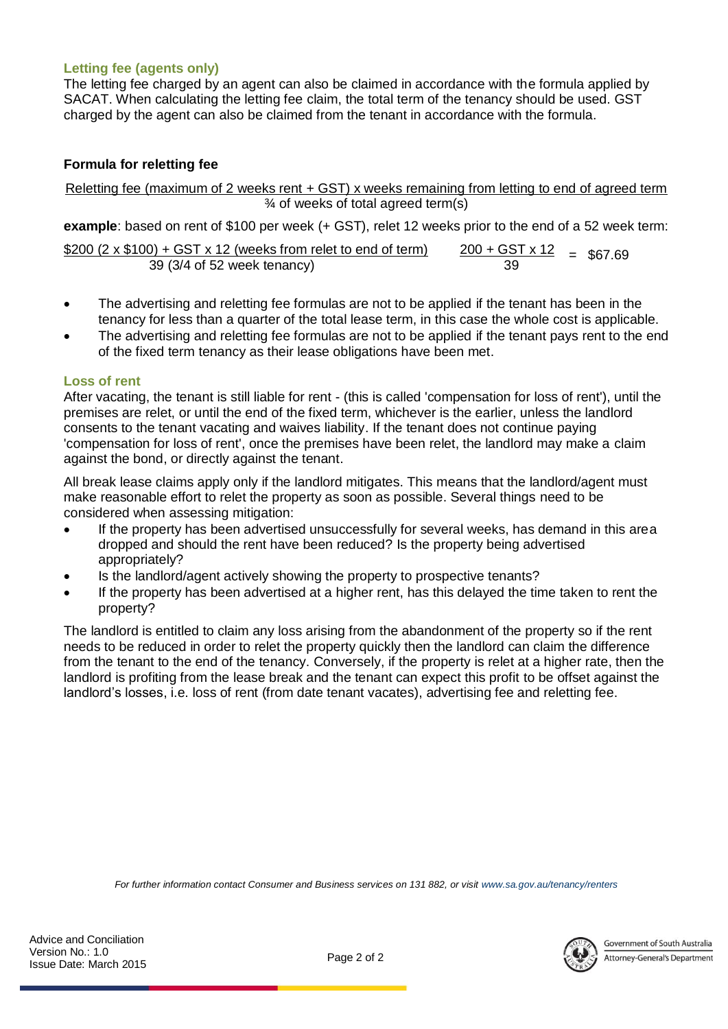### Letting fee (agents only)

The letting fee charged by an agent can also be claimed in accordance with the formula applied by SACAT. When calculating the letting fee claim, the total term of the tenancy should be used. GST charged by the agent can also be claimed from the tenant in accordance with the formula.

**Formula for reletting fee**

$$\frac{\text{Reletting fee (maximum of 2 weeks rent + GST) x weeks remaining from letting to end of agreed term}}{\text{¾ of weeks of total agreed term(s)}}$$

**example**: based on rent of $100 per week (+ GST), relet 12 weeks prior to the end of a 52 week term:

$$\frac{\text{\$200 (2 x \$100) + GST x 12 (weeks from relet to end of term)}}{\text{39 (3/4 of 52 week tenancy)}} \qquad \frac{200 + \text{GST} \times 12}{39} = \$67.69$$

- The advertising and reletting fee formulas are not to be applied if the tenant has been in the tenancy for less than a quarter of the total lease term, in this case the whole cost is applicable.
- The advertising and reletting fee formulas are not to be applied if the tenant pays rent to the end of the fixed term tenancy as their lease obligations have been met.

### Loss of rent

After vacating, the tenant is still liable for rent - (this is called 'compensation for loss of rent'), until the premises are relet, or until the end of the fixed term, whichever is the earlier, unless the landlord consents to the tenant vacating and waives liability. If the tenant does not continue paying 'compensation for loss of rent', once the premises have been relet, the landlord may make a claim against the bond, or directly against the tenant.

All break lease claims apply only if the landlord mitigates. This means that the landlord/agent must make reasonable effort to relet the property as soon as possible. Several things need to be considered when assessing mitigation:

- If the property has been advertised unsuccessfully for several weeks, has demand in this area dropped and should the rent have been reduced? Is the property being advertised appropriately?
- Is the landlord/agent actively showing the property to prospective tenants?
- If the property has been advertised at a higher rent, has this delayed the time taken to rent the property?

The landlord is entitled to claim any loss arising from the abandonment of the property so if the rent needs to be reduced in order to relet the property quickly then the landlord can claim the difference from the tenant to the end of the tenancy. Conversely, if the property is relet at a higher rate, then the landlord is profiting from the lease break and the tenant can expect this profit to be offset against the landlord's losses, i.e. loss of rent (from date tenant vacates), advertising fee and reletting fee.

*For further information contact Consumer and Business services on 131 882, or visit www.sa.gov.au/tenancy/renters*

Advice and Conciliation
Version No.: 1.0
Issue Date: March 2015

Government of South Australia
Attorney-General's Department